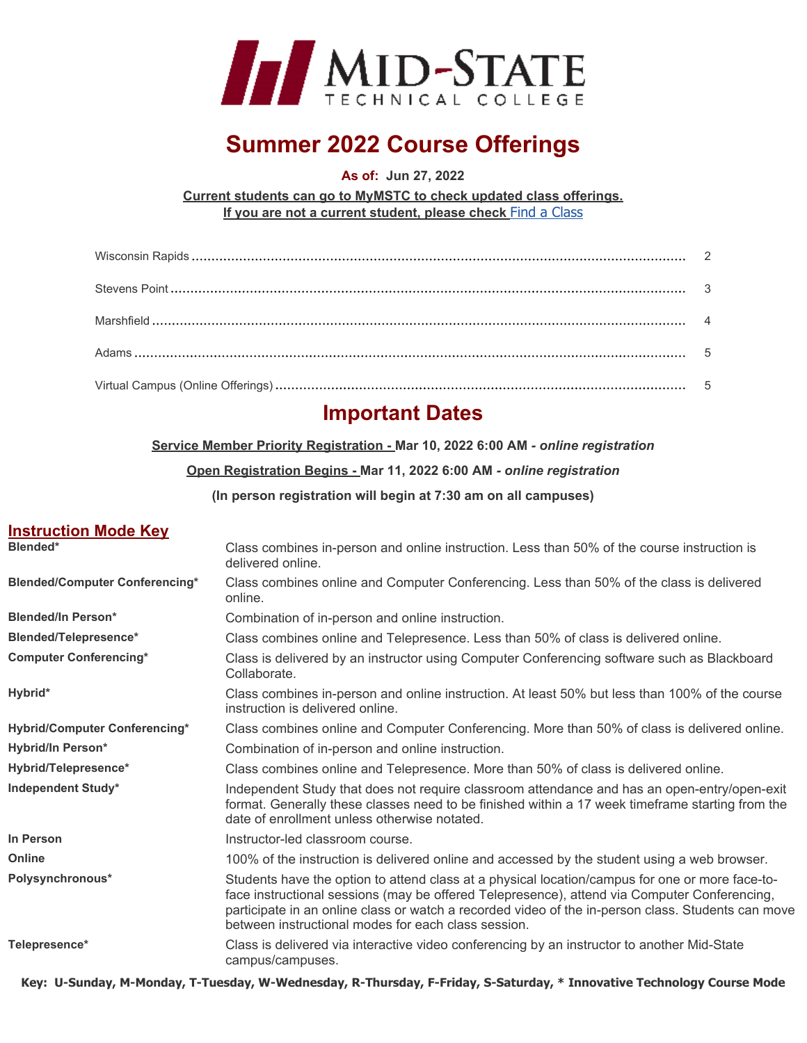# MID-STATE TECHNICAL COLLEGE

# Summer 2022 Course Offerings

**As of: Jun 27, 2022**

**Current students can go to MyMSTC to check updated class offerings.**
**If you are not a current student, please check [Find a Class]**

- Wisconsin Rapids .......... 2
- Stevens Point .......... 3
- Marshfield .......... 4
- Adams .......... 5
- Virtual Campus (Online Offerings) .......... 5

# Important Dates

**Service Member Priority Registration - Mar 10, 2022 6:00 AM** - *online registration*

**Open Registration Begins - Mar 11, 2022 6:00 AM** - *online registration*

**(In person registration will begin at 7:30 am on all campuses)**

## Instruction Mode Key

| Mode | Description |
| --- | --- |
| **Blended*** | Class combines in-person and online instruction. Less than 50% of the course instruction is delivered online. |
| **Blended/Computer Conferencing*** | Class combines online and Computer Conferencing. Less than 50% of the class is delivered online. |
| **Blended/In Person*** | Combination of in-person and online instruction. |
| **Blended/Telepresence*** | Class combines online and Telepresence. Less than 50% of class is delivered online. |
| **Computer Conferencing*** | Class is delivered by an instructor using Computer Conferencing software such as Blackboard Collaborate. |
| **Hybrid*** | Class combines in-person and online instruction. At least 50% but less than 100% of the course instruction is delivered online. |
| **Hybrid/Computer Conferencing*** | Class combines online and Computer Conferencing. More than 50% of class is delivered online. |
| **Hybrid/In Person*** | Combination of in-person and online instruction. |
| **Hybrid/Telepresence*** | Class combines online and Telepresence. More than 50% of class is delivered online. |
| **Independent Study*** | Independent Study that does not require classroom attendance and has an open-entry/open-exit format. Generally these classes need to be finished within a 17 week timeframe starting from the date of enrollment unless otherwise notated. |
| **In Person** | Instructor-led classroom course. |
| **Online** | 100% of the instruction is delivered online and accessed by the student using a web browser. |
| **Polysynchronous*** | Students have the option to attend class at a physical location/campus for one or more face-to-face instructional sessions (may be offered Telepresence), attend via Computer Conferencing, participate in an online class or watch a recorded video of the in-person class. Students can move between instructional modes for each class session. |
| **Telepresence*** | Class is delivered via interactive video conferencing by an instructor to another Mid-State campus/campuses. |

**Key: U-Sunday, M-Monday, T-Tuesday, W-Wednesday, R-Thursday, F-Friday, S-Saturday, * Innovative Technology Course Mode**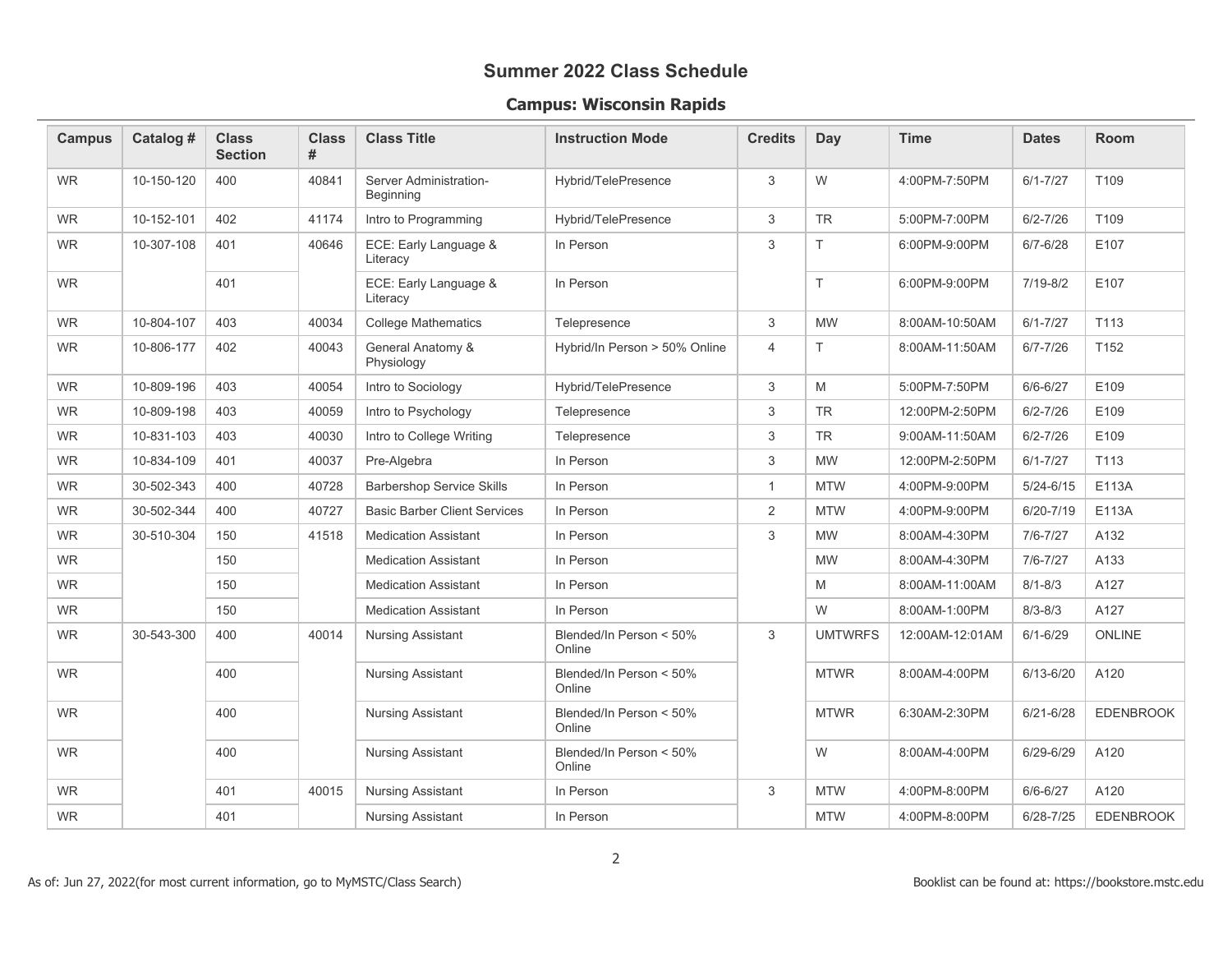## Summer 2022 Class Schedule

### Campus: Wisconsin Rapids

| Campus | Catalog # | Class Section | Class # | Class Title | Instruction Mode | Credits | Day | Time | Dates | Room |
|---|---|---|---|---|---|---|---|---|---|---|
| WR | 10-150-120 | 400 | 40841 | Server Administration-Beginning | Hybrid/TelePresence | 3 | W | 4:00PM-7:50PM | 6/1-7/27 | T109 |
| WR | 10-152-101 | 402 | 41174 | Intro to Programming | Hybrid/TelePresence | 3 | TR | 5:00PM-7:00PM | 6/2-7/26 | T109 |
| WR | 10-307-108 | 401 | 40646 | ECE: Early Language & Literacy | In Person | 3 | T | 6:00PM-9:00PM | 6/7-6/28 | E107 |
| WR | | 401 | | ECE: Early Language & Literacy | In Person | | T | 6:00PM-9:00PM | 7/19-8/2 | E107 |
| WR | 10-804-107 | 403 | 40034 | College Mathematics | Telepresence | 3 | MW | 8:00AM-10:50AM | 6/1-7/27 | T113 |
| WR | 10-806-177 | 402 | 40043 | General Anatomy & Physiology | Hybrid/In Person > 50% Online | 4 | T | 8:00AM-11:50AM | 6/7-7/26 | T152 |
| WR | 10-809-196 | 403 | 40054 | Intro to Sociology | Hybrid/TelePresence | 3 | M | 5:00PM-7:50PM | 6/6-6/27 | E109 |
| WR | 10-809-198 | 403 | 40059 | Intro to Psychology | Telepresence | 3 | TR | 12:00PM-2:50PM | 6/2-7/26 | E109 |
| WR | 10-831-103 | 403 | 40030 | Intro to College Writing | Telepresence | 3 | TR | 9:00AM-11:50AM | 6/2-7/26 | E109 |
| WR | 10-834-109 | 401 | 40037 | Pre-Algebra | In Person | 3 | MW | 12:00PM-2:50PM | 6/1-7/27 | T113 |
| WR | 30-502-343 | 400 | 40728 | Barbershop Service Skills | In Person | 1 | MTW | 4:00PM-9:00PM | 5/24-6/15 | E113A |
| WR | 30-502-344 | 400 | 40727 | Basic Barber Client Services | In Person | 2 | MTW | 4:00PM-9:00PM | 6/20-7/19 | E113A |
| WR | 30-510-304 | 150 | 41518 | Medication Assistant | In Person | 3 | MW | 8:00AM-4:30PM | 7/6-7/27 | A132 |
| WR | | 150 | | Medication Assistant | In Person | | MW | 8:00AM-4:30PM | 7/6-7/27 | A133 |
| WR | | 150 | | Medication Assistant | In Person | | M | 8:00AM-11:00AM | 8/1-8/3 | A127 |
| WR | | 150 | | Medication Assistant | In Person | | W | 8:00AM-1:00PM | 8/3-8/3 | A127 |
| WR | 30-543-300 | 400 | 40014 | Nursing Assistant | Blended/In Person < 50% Online | 3 | UMTWRFS | 12:00AM-12:01AM | 6/1-6/29 | ONLINE |
| WR | | 400 | | Nursing Assistant | Blended/In Person < 50% Online | | MTWR | 8:00AM-4:00PM | 6/13-6/20 | A120 |
| WR | | 400 | | Nursing Assistant | Blended/In Person < 50% Online | | MTWR | 6:30AM-2:30PM | 6/21-6/28 | EDENBROOK |
| WR | | 400 | | Nursing Assistant | Blended/In Person < 50% Online | | W | 8:00AM-4:00PM | 6/29-6/29 | A120 |
| WR | | 401 | 40015 | Nursing Assistant | In Person | 3 | MTW | 4:00PM-8:00PM | 6/6-6/27 | A120 |
| WR | | 401 | | Nursing Assistant | In Person | | MTW | 4:00PM-8:00PM | 6/28-7/25 | EDENBROOK |

As of: Jun 27, 2022(for most current information, go to MyMSTC/Class Search)

Booklist can be found at: https://bookstore.mstc.edu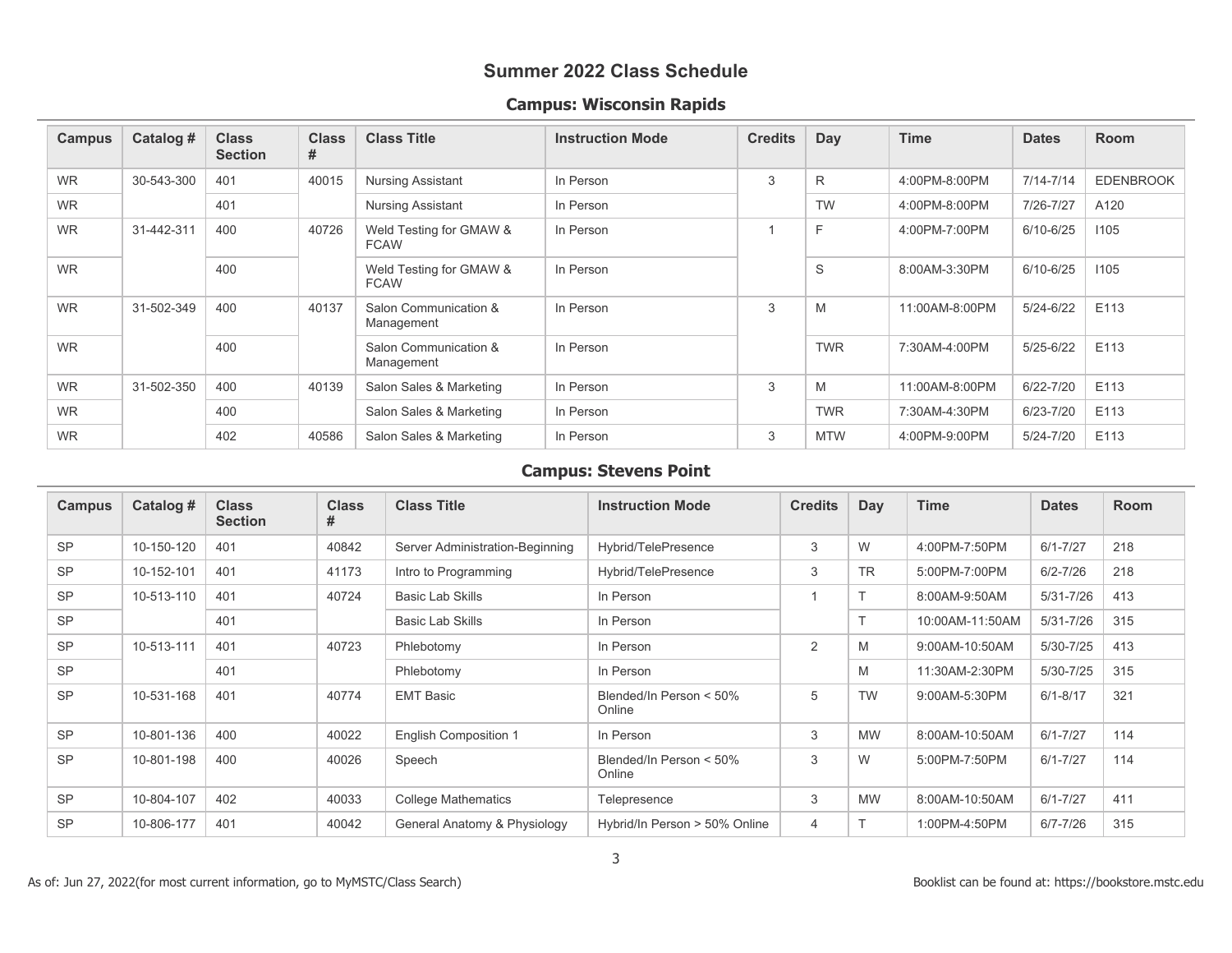# Summer 2022 Class Schedule

## Campus: Wisconsin Rapids

| Campus | Catalog # | Class Section | Class # | Class Title | Instruction Mode | Credits | Day | Time | Dates | Room |
|---|---|---|---|---|---|---|---|---|---|---|
| WR | 30-543-300 | 401 | 40015 | Nursing Assistant | In Person | 3 | R | 4:00PM-8:00PM | 7/14-7/14 | EDENBROOK |
| WR | | 401 | | Nursing Assistant | In Person | | TW | 4:00PM-8:00PM | 7/26-7/27 | A120 |
| WR | 31-442-311 | 400 | 40726 | Weld Testing for GMAW & FCAW | In Person | 1 | F | 4:00PM-7:00PM | 6/10-6/25 | I105 |
| WR | | 400 | | Weld Testing for GMAW & FCAW | In Person | | S | 8:00AM-3:30PM | 6/10-6/25 | I105 |
| WR | 31-502-349 | 400 | 40137 | Salon Communication & Management | In Person | 3 | M | 11:00AM-8:00PM | 5/24-6/22 | E113 |
| WR | | 400 | | Salon Communication & Management | In Person | | TWR | 7:30AM-4:00PM | 5/25-6/22 | E113 |
| WR | 31-502-350 | 400 | 40139 | Salon Sales & Marketing | In Person | 3 | M | 11:00AM-8:00PM | 6/22-7/20 | E113 |
| WR | | 400 | | Salon Sales & Marketing | In Person | | TWR | 7:30AM-4:30PM | 6/23-7/20 | E113 |
| WR | | 402 | 40586 | Salon Sales & Marketing | In Person | 3 | MTW | 4:00PM-9:00PM | 5/24-7/20 | E113 |

## Campus: Stevens Point

| Campus | Catalog # | Class Section | Class # | Class Title | Instruction Mode | Credits | Day | Time | Dates | Room |
|---|---|---|---|---|---|---|---|---|---|---|
| SP | 10-150-120 | 401 | 40842 | Server Administration-Beginning | Hybrid/TelePresence | 3 | W | 4:00PM-7:50PM | 6/1-7/27 | 218 |
| SP | 10-152-101 | 401 | 41173 | Intro to Programming | Hybrid/TelePresence | 3 | TR | 5:00PM-7:00PM | 6/2-7/26 | 218 |
| SP | 10-513-110 | 401 | 40724 | Basic Lab Skills | In Person | 1 | T | 8:00AM-9:50AM | 5/31-7/26 | 413 |
| SP | | 401 | | Basic Lab Skills | In Person | | T | 10:00AM-11:50AM | 5/31-7/26 | 315 |
| SP | 10-513-111 | 401 | 40723 | Phlebotomy | In Person | 2 | M | 9:00AM-10:50AM | 5/30-7/25 | 413 |
| SP | | 401 | | Phlebotomy | In Person | | M | 11:30AM-2:30PM | 5/30-7/25 | 315 |
| SP | 10-531-168 | 401 | 40774 | EMT Basic | Blended/In Person < 50% Online | 5 | TW | 9:00AM-5:30PM | 6/1-8/17 | 321 |
| SP | 10-801-136 | 400 | 40022 | English Composition 1 | In Person | 3 | MW | 8:00AM-10:50AM | 6/1-7/27 | 114 |
| SP | 10-801-198 | 400 | 40026 | Speech | Blended/In Person < 50% Online | 3 | W | 5:00PM-7:50PM | 6/1-7/27 | 114 |
| SP | 10-804-107 | 402 | 40033 | College Mathematics | Telepresence | 3 | MW | 8:00AM-10:50AM | 6/1-7/27 | 411 |
| SP | 10-806-177 | 401 | 40042 | General Anatomy & Physiology | Hybrid/In Person > 50% Online | 4 | T | 1:00PM-4:50PM | 6/7-7/26 | 315 |

As of: Jun 27, 2022(for most current information, go to MyMSTC/Class Search)

Booklist can be found at: https://bookstore.mstc.edu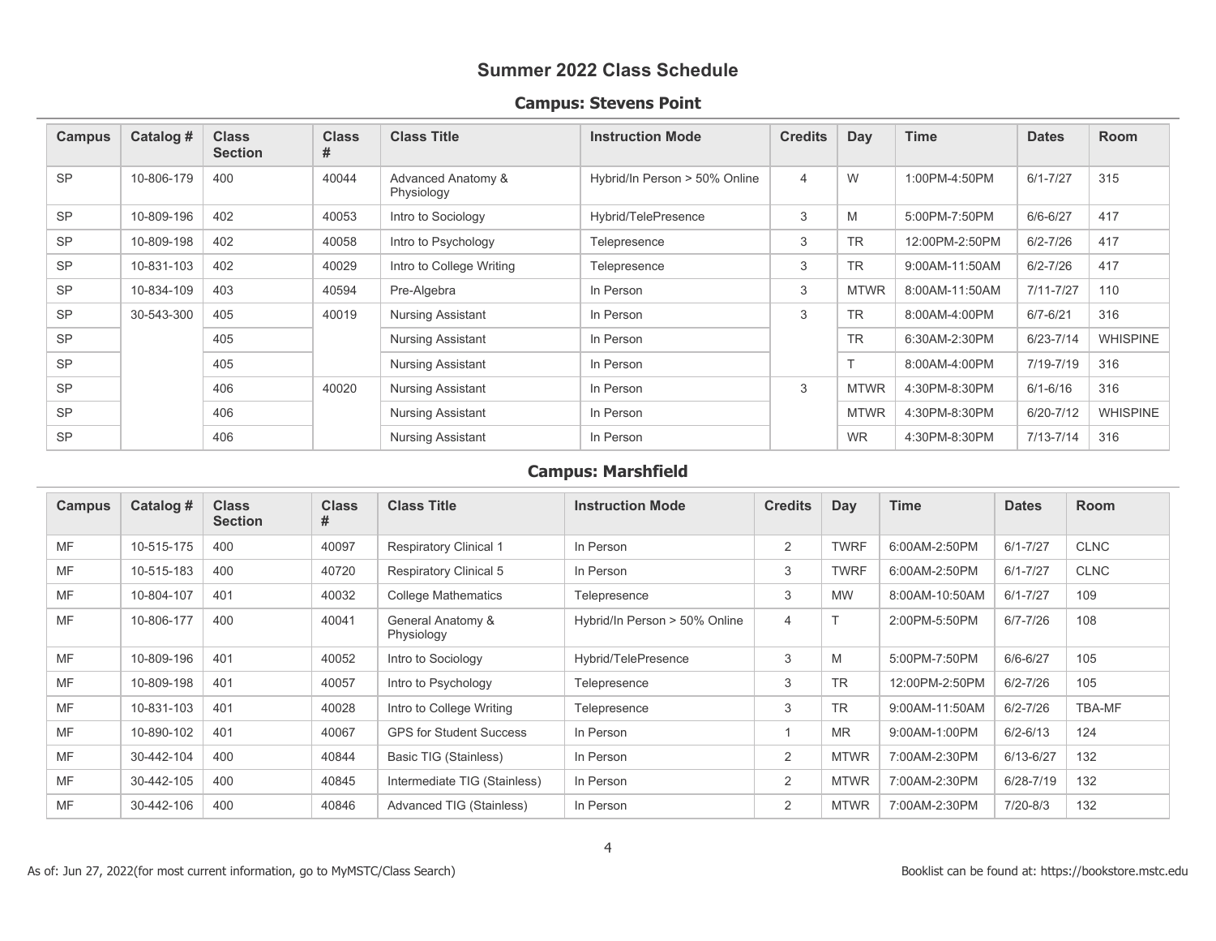# Summer 2022 Class Schedule

## Campus: Stevens Point

| Campus | Catalog # | Class Section | Class # | Class Title | Instruction Mode | Credits | Day | Time | Dates | Room |
|---|---|---|---|---|---|---|---|---|---|---|
| SP | 10-806-179 | 400 | 40044 | Advanced Anatomy & Physiology | Hybrid/In Person > 50% Online | 4 | W | 1:00PM-4:50PM | 6/1-7/27 | 315 |
| SP | 10-809-196 | 402 | 40053 | Intro to Sociology | Hybrid/TelePresence | 3 | M | 5:00PM-7:50PM | 6/6-6/27 | 417 |
| SP | 10-809-198 | 402 | 40058 | Intro to Psychology | Telepresence | 3 | TR | 12:00PM-2:50PM | 6/2-7/26 | 417 |
| SP | 10-831-103 | 402 | 40029 | Intro to College Writing | Telepresence | 3 | TR | 9:00AM-11:50AM | 6/2-7/26 | 417 |
| SP | 10-834-109 | 403 | 40594 | Pre-Algebra | In Person | 3 | MTWR | 8:00AM-11:50AM | 7/11-7/27 | 110 |
| SP | 30-543-300 | 405 | 40019 | Nursing Assistant | In Person | 3 | TR | 8:00AM-4:00PM | 6/7-6/21 | 316 |
| SP | | 405 | | Nursing Assistant | In Person | | TR | 6:30AM-2:30PM | 6/23-7/14 | WHISPINE |
| SP | | 405 | | Nursing Assistant | In Person | | T | 8:00AM-4:00PM | 7/19-7/19 | 316 |
| SP | | 406 | 40020 | Nursing Assistant | In Person | 3 | MTWR | 4:30PM-8:30PM | 6/1-6/16 | 316 |
| SP | | 406 | | Nursing Assistant | In Person | | MTWR | 4:30PM-8:30PM | 6/20-7/12 | WHISPINE |
| SP | | 406 | | Nursing Assistant | In Person | | WR | 4:30PM-8:30PM | 7/13-7/14 | 316 |

## Campus: Marshfield

| Campus | Catalog # | Class Section | Class # | Class Title | Instruction Mode | Credits | Day | Time | Dates | Room |
|---|---|---|---|---|---|---|---|---|---|---|
| MF | 10-515-175 | 400 | 40097 | Respiratory Clinical 1 | In Person | 2 | TWRF | 6:00AM-2:50PM | 6/1-7/27 | CLNC |
| MF | 10-515-183 | 400 | 40720 | Respiratory Clinical 5 | In Person | 3 | TWRF | 6:00AM-2:50PM | 6/1-7/27 | CLNC |
| MF | 10-804-107 | 401 | 40032 | College Mathematics | Telepresence | 3 | MW | 8:00AM-10:50AM | 6/1-7/27 | 109 |
| MF | 10-806-177 | 400 | 40041 | General Anatomy & Physiology | Hybrid/In Person > 50% Online | 4 | T | 2:00PM-5:50PM | 6/7-7/26 | 108 |
| MF | 10-809-196 | 401 | 40052 | Intro to Sociology | Hybrid/TelePresence | 3 | M | 5:00PM-7:50PM | 6/6-6/27 | 105 |
| MF | 10-809-198 | 401 | 40057 | Intro to Psychology | Telepresence | 3 | TR | 12:00PM-2:50PM | 6/2-7/26 | 105 |
| MF | 10-831-103 | 401 | 40028 | Intro to College Writing | Telepresence | 3 | TR | 9:00AM-11:50AM | 6/2-7/26 | TBA-MF |
| MF | 10-890-102 | 401 | 40067 | GPS for Student Success | In Person | 1 | MR | 9:00AM-1:00PM | 6/2-6/13 | 124 |
| MF | 30-442-104 | 400 | 40844 | Basic TIG (Stainless) | In Person | 2 | MTWR | 7:00AM-2:30PM | 6/13-6/27 | 132 |
| MF | 30-442-105 | 400 | 40845 | Intermediate TIG (Stainless) | In Person | 2 | MTWR | 7:00AM-2:30PM | 6/28-7/19 | 132 |
| MF | 30-442-106 | 400 | 40846 | Advanced TIG (Stainless) | In Person | 2 | MTWR | 7:00AM-2:30PM | 7/20-8/3 | 132 |

As of: Jun 27, 2022(for most current information, go to MyMSTC/Class Search)

Booklist can be found at: https://bookstore.mstc.edu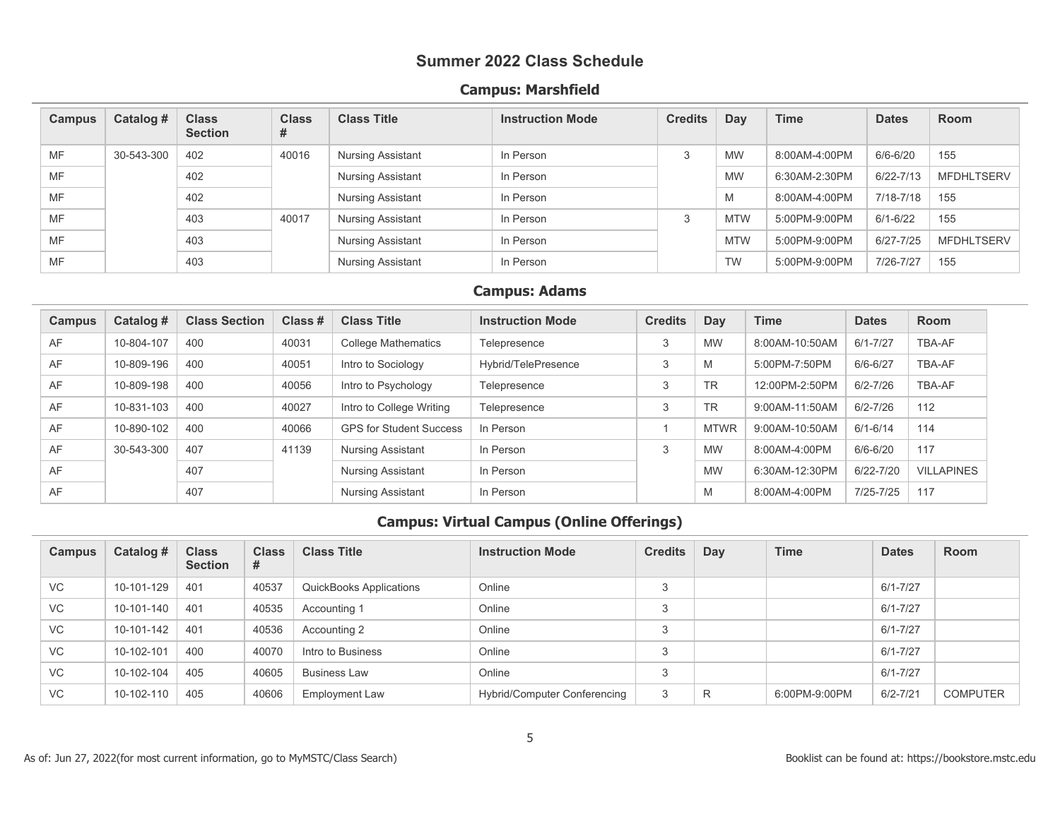# Summer 2022 Class Schedule

## Campus: Marshfield

| Campus | Catalog # | Class Section | Class # | Class Title | Instruction Mode | Credits | Day | Time | Dates | Room |
|---|---|---|---|---|---|---|---|---|---|---|
| MF | 30-543-300 | 402 | 40016 | Nursing Assistant | In Person | 3 | MW | 8:00AM-4:00PM | 6/6-6/20 | 155 |
| MF | | 402 | | Nursing Assistant | In Person | | MW | 6:30AM-2:30PM | 6/22-7/13 | MFDHLTSERV |
| MF | | 402 | | Nursing Assistant | In Person | | M | 8:00AM-4:00PM | 7/18-7/18 | 155 |
| MF | | 403 | 40017 | Nursing Assistant | In Person | 3 | MTW | 5:00PM-9:00PM | 6/1-6/22 | 155 |
| MF | | 403 | | Nursing Assistant | In Person | | MTW | 5:00PM-9:00PM | 6/27-7/25 | MFDHLTSERV |
| MF | | 403 | | Nursing Assistant | In Person | | TW | 5:00PM-9:00PM | 7/26-7/27 | 155 |

## Campus: Adams

| Campus | Catalog # | Class Section | Class # | Class Title | Instruction Mode | Credits | Day | Time | Dates | Room |
|---|---|---|---|---|---|---|---|---|---|---|
| AF | 10-804-107 | 400 | 40031 | College Mathematics | Telepresence | 3 | MW | 8:00AM-10:50AM | 6/1-7/27 | TBA-AF |
| AF | 10-809-196 | 400 | 40051 | Intro to Sociology | Hybrid/TelePresence | 3 | M | 5:00PM-7:50PM | 6/6-6/27 | TBA-AF |
| AF | 10-809-198 | 400 | 40056 | Intro to Psychology | Telepresence | 3 | TR | 12:00PM-2:50PM | 6/2-7/26 | TBA-AF |
| AF | 10-831-103 | 400 | 40027 | Intro to College Writing | Telepresence | 3 | TR | 9:00AM-11:50AM | 6/2-7/26 | 112 |
| AF | 10-890-102 | 400 | 40066 | GPS for Student Success | In Person | 1 | MTWR | 9:00AM-10:50AM | 6/1-6/14 | 114 |
| AF | 30-543-300 | 407 | 41139 | Nursing Assistant | In Person | 3 | MW | 8:00AM-4:00PM | 6/6-6/20 | 117 |
| AF | | 407 | | Nursing Assistant | In Person | | MW | 6:30AM-12:30PM | 6/22-7/20 | VILLAPINES |
| AF | | 407 | | Nursing Assistant | In Person | | M | 8:00AM-4:00PM | 7/25-7/25 | 117 |

## Campus: Virtual Campus (Online Offerings)

| Campus | Catalog # | Class Section | Class # | Class Title | Instruction Mode | Credits | Day | Time | Dates | Room |
|---|---|---|---|---|---|---|---|---|---|---|
| VC | 10-101-129 | 401 | 40537 | QuickBooks Applications | Online | 3 | | | 6/1-7/27 | |
| VC | 10-101-140 | 401 | 40535 | Accounting 1 | Online | 3 | | | 6/1-7/27 | |
| VC | 10-101-142 | 401 | 40536 | Accounting 2 | Online | 3 | | | 6/1-7/27 | |
| VC | 10-102-101 | 400 | 40070 | Intro to Business | Online | 3 | | | 6/1-7/27 | |
| VC | 10-102-104 | 405 | 40605 | Business Law | Online | 3 | | | 6/1-7/27 | |
| VC | 10-102-110 | 405 | 40606 | Employment Law | Hybrid/Computer Conferencing | 3 | R | 6:00PM-9:00PM | 6/2-7/21 | COMPUTER |

As of: Jun 27, 2022(for most current information, go to MyMSTC/Class Search)

Booklist can be found at: https://bookstore.mstc.edu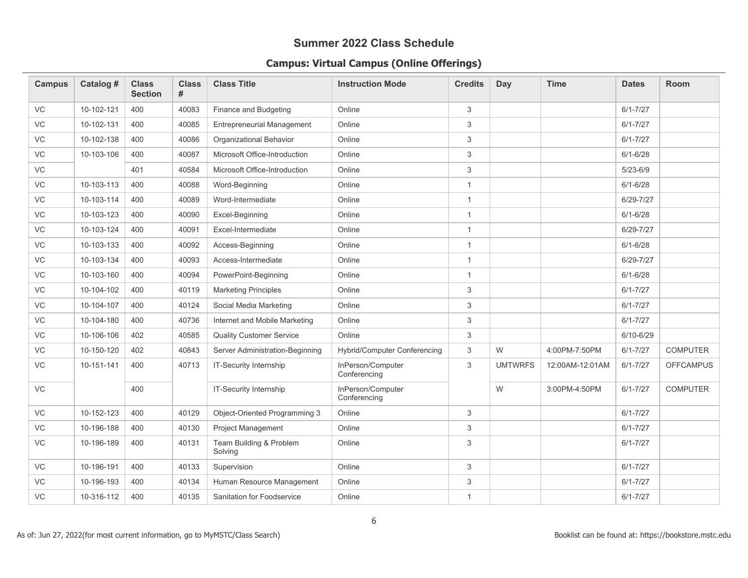# Summer 2022 Class Schedule

## Campus: Virtual Campus (Online Offerings)

| Campus | Catalog # | Class Section | Class # | Class Title | Instruction Mode | Credits | Day | Time | Dates | Room |
|---|---|---|---|---|---|---|---|---|---|---|
| VC | 10-102-121 | 400 | 40083 | Finance and Budgeting | Online | 3 | | | 6/1-7/27 | |
| VC | 10-102-131 | 400 | 40085 | Entrepreneurial Management | Online | 3 | | | 6/1-7/27 | |
| VC | 10-102-138 | 400 | 40086 | Organizational Behavior | Online | 3 | | | 6/1-7/27 | |
| VC | 10-103-106 | 400 | 40087 | Microsoft Office-Introduction | Online | 3 | | | 6/1-6/28 | |
| VC | | 401 | 40584 | Microsoft Office-Introduction | Online | 3 | | | 5/23-6/9 | |
| VC | 10-103-113 | 400 | 40088 | Word-Beginning | Online | 1 | | | 6/1-6/28 | |
| VC | 10-103-114 | 400 | 40089 | Word-Intermediate | Online | 1 | | | 6/29-7/27 | |
| VC | 10-103-123 | 400 | 40090 | Excel-Beginning | Online | 1 | | | 6/1-6/28 | |
| VC | 10-103-124 | 400 | 40091 | Excel-Intermediate | Online | 1 | | | 6/29-7/27 | |
| VC | 10-103-133 | 400 | 40092 | Access-Beginning | Online | 1 | | | 6/1-6/28 | |
| VC | 10-103-134 | 400 | 40093 | Access-Intermediate | Online | 1 | | | 6/29-7/27 | |
| VC | 10-103-160 | 400 | 40094 | PowerPoint-Beginning | Online | 1 | | | 6/1-6/28 | |
| VC | 10-104-102 | 400 | 40119 | Marketing Principles | Online | 3 | | | 6/1-7/27 | |
| VC | 10-104-107 | 400 | 40124 | Social Media Marketing | Online | 3 | | | 6/1-7/27 | |
| VC | 10-104-180 | 400 | 40736 | Internet and Mobile Marketing | Online | 3 | | | 6/1-7/27 | |
| VC | 10-106-106 | 402 | 40585 | Quality Customer Service | Online | 3 | | | 6/10-6/29 | |
| VC | 10-150-120 | 402 | 40843 | Server Administration-Beginning | Hybrid/Computer Conferencing | 3 | W | 4:00PM-7:50PM | 6/1-7/27 | COMPUTER |
| VC | 10-151-141 | 400 | 40713 | IT-Security Internship | InPerson/Computer Conferencing | 3 | UMTWRFS | 12:00AM-12:01AM | 6/1-7/27 | OFFCAMPUS |
| VC | | 400 | | IT-Security Internship | InPerson/Computer Conferencing | | W | 3:00PM-4:50PM | 6/1-7/27 | COMPUTER |
| VC | 10-152-123 | 400 | 40129 | Object-Oriented Programming 3 | Online | 3 | | | 6/1-7/27 | |
| VC | 10-196-188 | 400 | 40130 | Project Management | Online | 3 | | | 6/1-7/27 | |
| VC | 10-196-189 | 400 | 40131 | Team Building & Problem Solving | Online | 3 | | | 6/1-7/27 | |
| VC | 10-196-191 | 400 | 40133 | Supervision | Online | 3 | | | 6/1-7/27 | |
| VC | 10-196-193 | 400 | 40134 | Human Resource Management | Online | 3 | | | 6/1-7/27 | |
| VC | 10-316-112 | 400 | 40135 | Sanitation for Foodservice | Online | 1 | | | 6/1-7/27 | |

As of: Jun 27, 2022(for most current information, go to MyMSTC/Class Search)

Booklist can be found at: https://bookstore.mstc.edu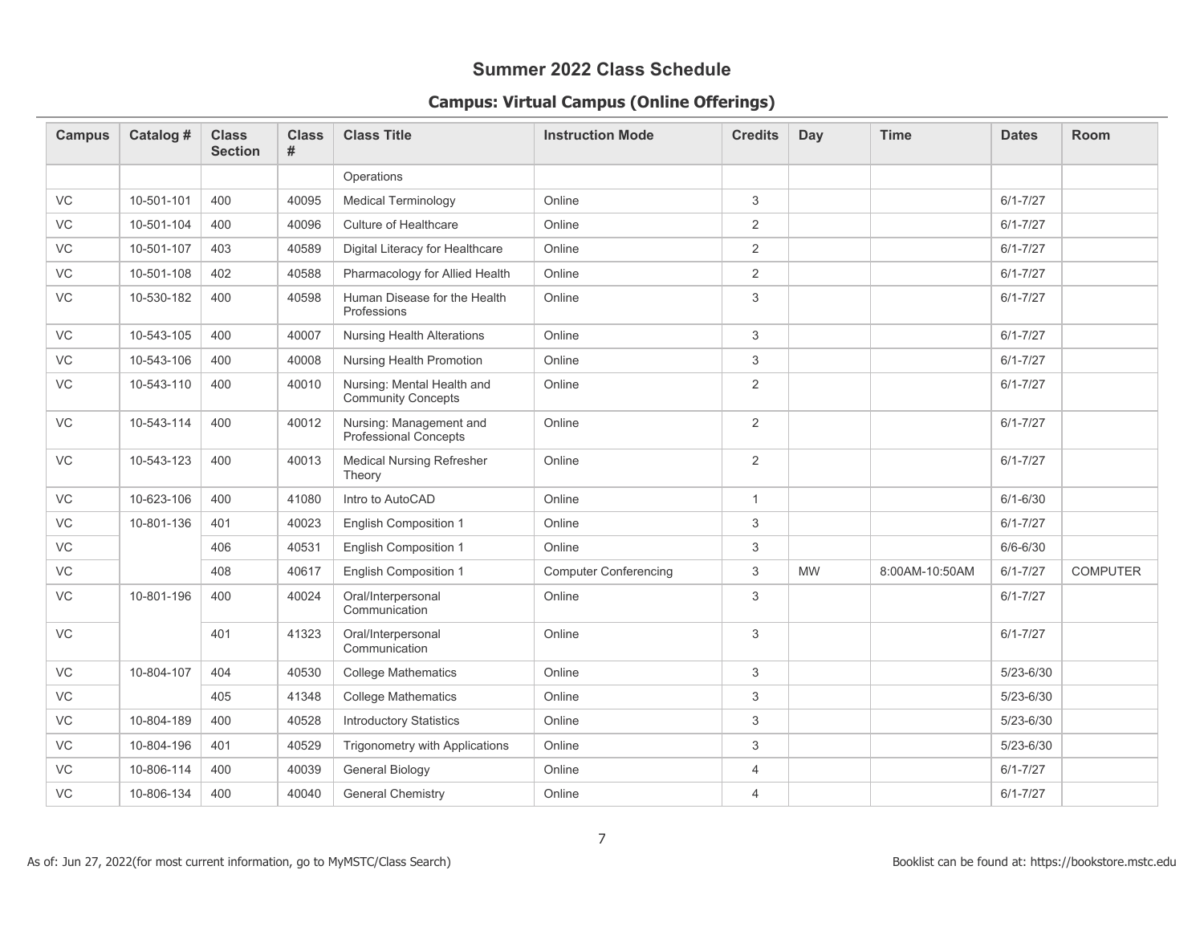# Summary 2022 Class Schedule

## Campus: Virtual Campus (Online Offerings)

| Campus | Catalog # | Class Section | Class # | Class Title | Instruction Mode | Credits | Day | Time | Dates | Room |
|---|---|---|---|---|---|---|---|---|---|---|
| | | | | Operations | | | | | | |
| VC | 10-501-101 | 400 | 40095 | Medical Terminology | Online | 3 | | | 6/1-7/27 | |
| VC | 10-501-104 | 400 | 40096 | Culture of Healthcare | Online | 2 | | | 6/1-7/27 | |
| VC | 10-501-107 | 403 | 40589 | Digital Literacy for Healthcare | Online | 2 | | | 6/1-7/27 | |
| VC | 10-501-108 | 402 | 40588 | Pharmacology for Allied Health | Online | 2 | | | 6/1-7/27 | |
| VC | 10-530-182 | 400 | 40598 | Human Disease for the Health Professions | Online | 3 | | | 6/1-7/27 | |
| VC | 10-543-105 | 400 | 40007 | Nursing Health Alterations | Online | 3 | | | 6/1-7/27 | |
| VC | 10-543-106 | 400 | 40008 | Nursing Health Promotion | Online | 3 | | | 6/1-7/27 | |
| VC | 10-543-110 | 400 | 40010 | Nursing: Mental Health and Community Concepts | Online | 2 | | | 6/1-7/27 | |
| VC | 10-543-114 | 400 | 40012 | Nursing: Management and Professional Concepts | Online | 2 | | | 6/1-7/27 | |
| VC | 10-543-123 | 400 | 40013 | Medical Nursing Refresher Theory | Online | 2 | | | 6/1-7/27 | |
| VC | 10-623-106 | 400 | 41080 | Intro to AutoCAD | Online | 1 | | | 6/1-6/30 | |
| VC | 10-801-136 | 401 | 40023 | English Composition 1 | Online | 3 | | | 6/1-7/27 | |
| VC | | 406 | 40531 | English Composition 1 | Online | 3 | | | 6/6-6/30 | |
| VC | | 408 | 40617 | English Composition 1 | Computer Conferencing | 3 | MW | 8:00AM-10:50AM | 6/1-7/27 | COMPUTER |
| VC | 10-801-196 | 400 | 40024 | Oral/Interpersonal Communication | Online | 3 | | | 6/1-7/27 | |
| VC | | 401 | 41323 | Oral/Interpersonal Communication | Online | 3 | | | 6/1-7/27 | |
| VC | 10-804-107 | 404 | 40530 | College Mathematics | Online | 3 | | | 5/23-6/30 | |
| VC | | 405 | 41348 | College Mathematics | Online | 3 | | | 5/23-6/30 | |
| VC | 10-804-189 | 400 | 40528 | Introductory Statistics | Online | 3 | | | 5/23-6/30 | |
| VC | 10-804-196 | 401 | 40529 | Trigonometry with Applications | Online | 3 | | | 5/23-6/30 | |
| VC | 10-806-114 | 400 | 40039 | General Biology | Online | 4 | | | 6/1-7/27 | |
| VC | 10-806-134 | 400 | 40040 | General Chemistry | Online | 4 | | | 6/1-7/27 | |

As of: Jun 27, 2022(for most current information, go to MyMSTC/Class Search)

Booklist can be found at: https://bookstore.mstc.edu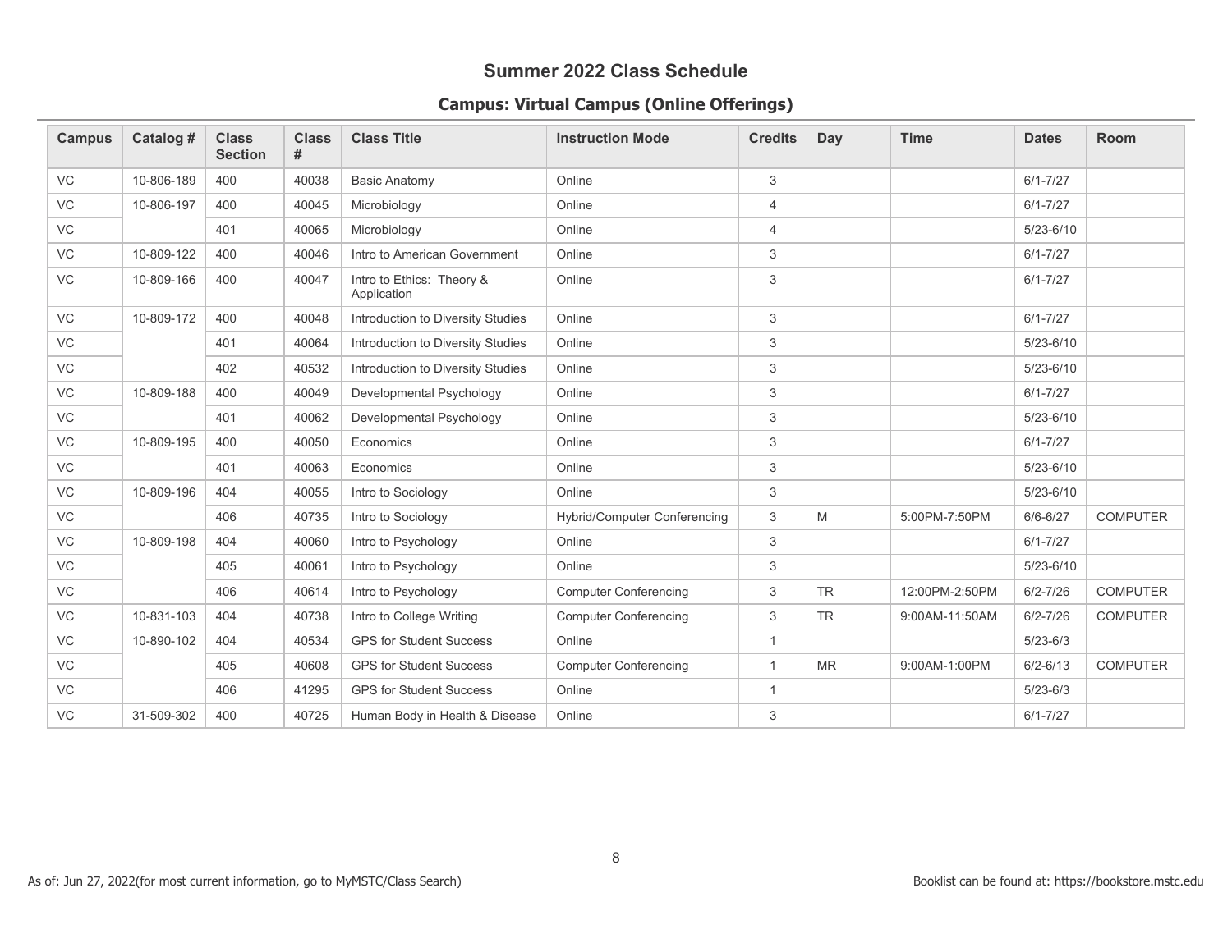## Summer 2022 Class Schedule

### Campus: Virtual Campus (Online Offerings)

| Campus | Catalog # | Class Section | Class # | Class Title | Instruction Mode | Credits | Day | Time | Dates | Room |
|---|---|---|---|---|---|---|---|---|---|---|
| VC | 10-806-189 | 400 | 40038 | Basic Anatomy | Online | 3 | | | 6/1-7/27 | |
| VC | 10-806-197 | 400 | 40045 | Microbiology | Online | 4 | | | 6/1-7/27 | |
| VC | | 401 | 40065 | Microbiology | Online | 4 | | | 5/23-6/10 | |
| VC | 10-809-122 | 400 | 40046 | Intro to American Government | Online | 3 | | | 6/1-7/27 | |
| VC | 10-809-166 | 400 | 40047 | Intro to Ethics: Theory & Application | Online | 3 | | | 6/1-7/27 | |
| VC | 10-809-172 | 400 | 40048 | Introduction to Diversity Studies | Online | 3 | | | 6/1-7/27 | |
| VC | | 401 | 40064 | Introduction to Diversity Studies | Online | 3 | | | 5/23-6/10 | |
| VC | | 402 | 40532 | Introduction to Diversity Studies | Online | 3 | | | 5/23-6/10 | |
| VC | 10-809-188 | 400 | 40049 | Developmental Psychology | Online | 3 | | | 6/1-7/27 | |
| VC | | 401 | 40062 | Developmental Psychology | Online | 3 | | | 5/23-6/10 | |
| VC | 10-809-195 | 400 | 40050 | Economics | Online | 3 | | | 6/1-7/27 | |
| VC | | 401 | 40063 | Economics | Online | 3 | | | 5/23-6/10 | |
| VC | 10-809-196 | 404 | 40055 | Intro to Sociology | Online | 3 | | | 5/23-6/10 | |
| VC | | 406 | 40735 | Intro to Sociology | Hybrid/Computer Conferencing | 3 | M | 5:00PM-7:50PM | 6/6-6/27 | COMPUTER |
| VC | 10-809-198 | 404 | 40060 | Intro to Psychology | Online | 3 | | | 6/1-7/27 | |
| VC | | 405 | 40061 | Intro to Psychology | Online | 3 | | | 5/23-6/10 | |
| VC | | 406 | 40614 | Intro to Psychology | Computer Conferencing | 3 | TR | 12:00PM-2:50PM | 6/2-7/26 | COMPUTER |
| VC | 10-831-103 | 404 | 40738 | Intro to College Writing | Computer Conferencing | 3 | TR | 9:00AM-11:50AM | 6/2-7/26 | COMPUTER |
| VC | 10-890-102 | 404 | 40534 | GPS for Student Success | Online | 1 | | | 5/23-6/3 | |
| VC | | 405 | 40608 | GPS for Student Success | Computer Conferencing | 1 | MR | 9:00AM-1:00PM | 6/2-6/13 | COMPUTER |
| VC | | 406 | 41295 | GPS for Student Success | Online | 1 | | | 5/23-6/3 | |
| VC | 31-509-302 | 400 | 40725 | Human Body in Health & Disease | Online | 3 | | | 6/1-7/27 | |

As of: Jun 27, 2022(for most current information, go to MyMSTC/Class Search)

Booklist can be found at: https://bookstore.mstc.edu